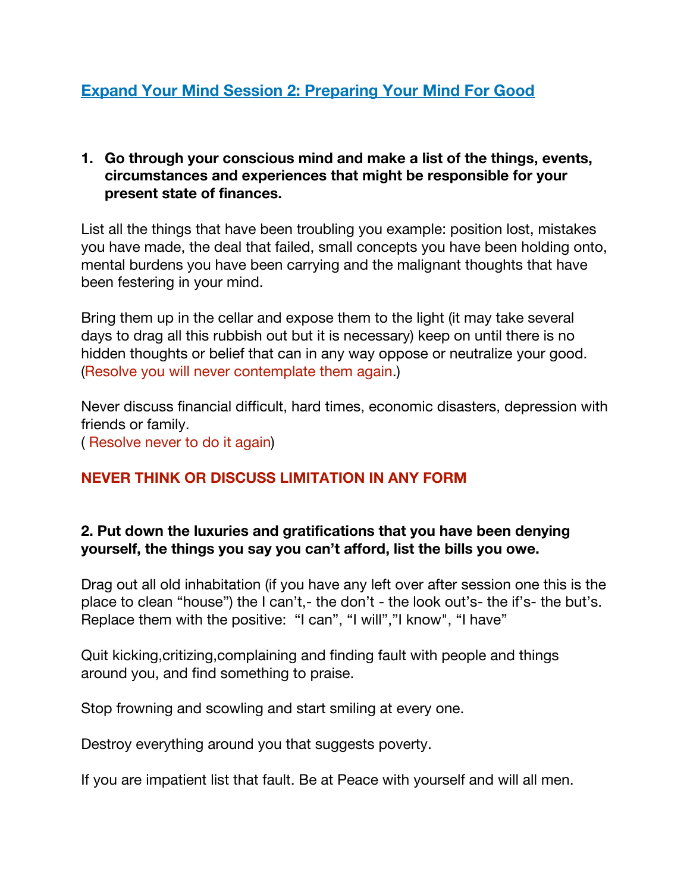## Expand Your Mind Session 2: Preparing Your Mind For Good

1. **Go through your conscious mind and make a list of the things, events, circumstances and experiences that might be responsible for your present state of finances.**

List all the things that have been troubling you example: position lost, mistakes you have made, the deal that failed, small concepts you have been holding onto, mental burdens you have been carrying and the malignant thoughts that have been festering in your mind.

Bring them up in the cellar and expose them to the light (it may take several days to drag all this rubbish out but it is necessary) keep on until there is no hidden thoughts or belief that can in any way oppose or neutralize your good. (Resolve you will never contemplate them again.)

Never discuss financial difficult, hard times, economic disasters, depression with friends or family.
( Resolve never to do it again)

**NEVER THINK OR DISCUSS LIMITATION IN ANY FORM**

**2. Put down the luxuries and gratifications that you have been denying yourself, the things you say you can't afford, list the bills you owe.**

Drag out all old inhabitation (if you have any left over after session one this is the place to clean "house") the I can't,- the don't - the look out's- the if's- the but's. Replace them with the positive: "I can", "I will","I know", "I have"

Quit kicking,critizing,complaining and finding fault with people and things around you, and find something to praise.

Stop frowning and scowling and start smiling at every one.

Destroy everything around you that suggests poverty.

If you are impatient list that fault. Be at Peace with yourself and will all men.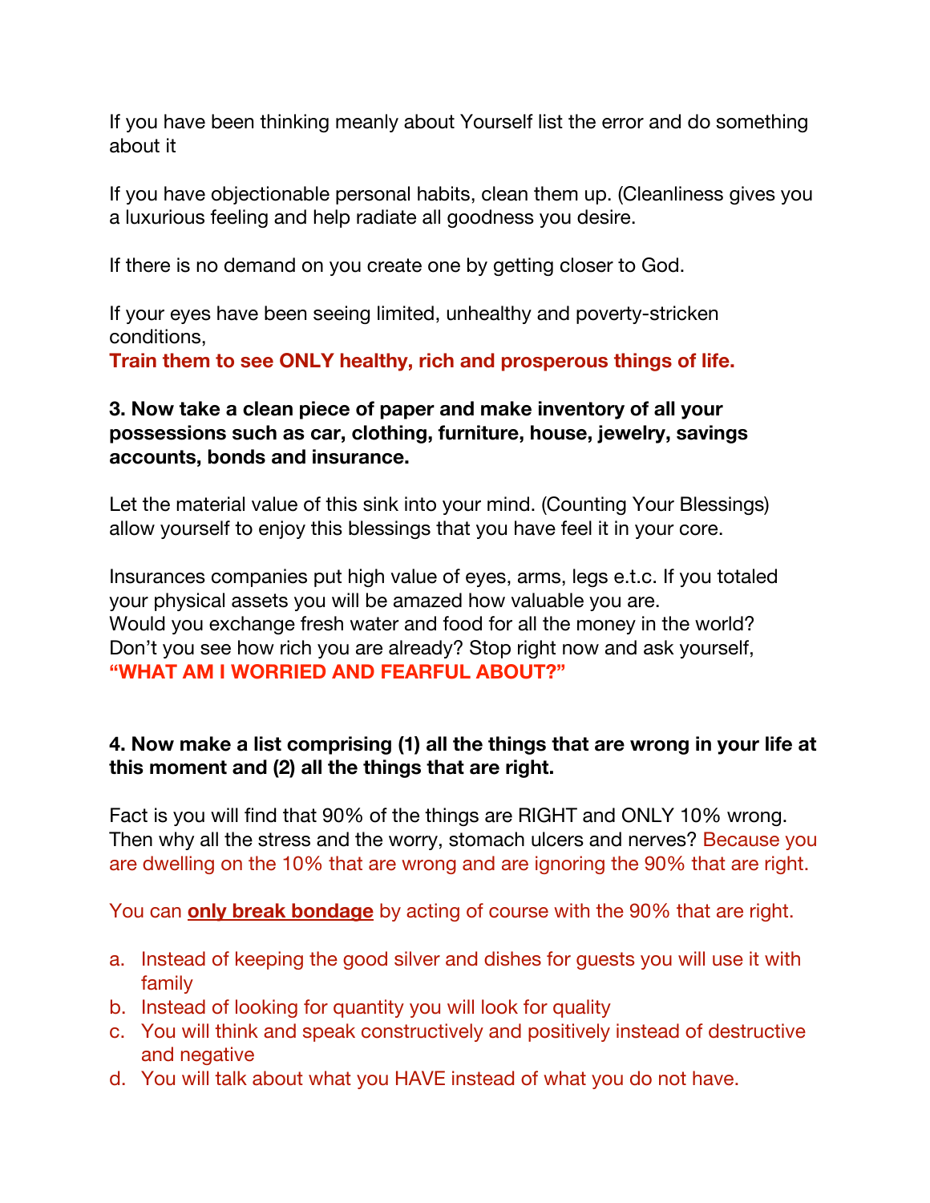If you have been thinking meanly about Yourself list the error and do something about it

If you have objectionable personal habits, clean them up. (Cleanliness gives you a luxurious feeling and help radiate all goodness you desire.

If there is no demand on you create one by getting closer to God.

If your eyes have been seeing limited, unhealthy and poverty-stricken conditions,
**Train them to see ONLY healthy, rich and prosperous things of life.**

**3. Now take a clean piece of paper and make inventory of all your possessions such as car, clothing, furniture, house, jewelry, savings accounts, bonds and insurance.**

Let the material value of this sink into your mind. (Counting Your Blessings) allow yourself to enjoy this blessings that you have feel it in your core.

Insurances companies put high value of eyes, arms, legs e.t.c. If you totaled your physical assets you will be amazed how valuable you are.
Would you exchange fresh water and food for all the money in the world?
Don't you see how rich you are already? Stop right now and ask yourself,
**"WHAT AM I WORRIED AND FEARFUL ABOUT?"**

**4. Now make a list comprising (1) all the things that are wrong in your life at this moment and (2) all the things that are right.**

Fact is you will find that 90% of the things are RIGHT and ONLY 10% wrong. Then why all the stress and the worry, stomach ulcers and nerves? Because you are dwelling on the 10% that are wrong and are ignoring the 90% that are right.

You can <u>**only break bondage**</u> by acting of course with the 90% that are right.

a. Instead of keeping the good silver and dishes for guests you will use it with family
b. Instead of looking for quantity you will look for quality
c. You will think and speak constructively and positively instead of destructive and negative
d. You will talk about what you HAVE instead of what you do not have.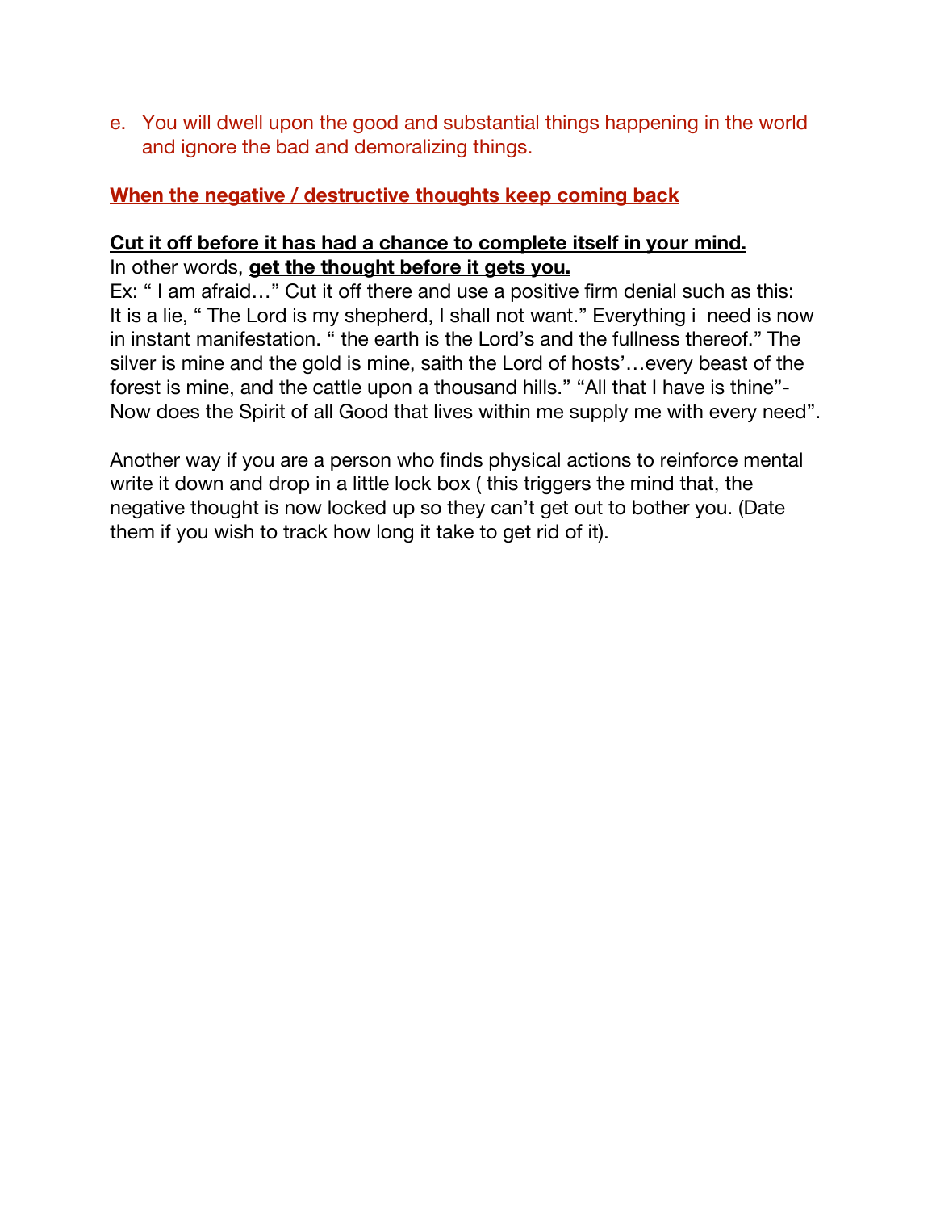e. You will dwell upon the good and substantial things happening in the world and ignore the bad and demoralizing things.

<u>**When the negative / destructive thoughts keep coming back**</u>

<u>**Cut it off before it has had a chance to complete itself in your mind.**</u>
In other words, <u>**get the thought before it gets you.**</u>
Ex: " I am afraid…" Cut it off there and use a positive firm denial such as this: It is a lie, " The Lord is my shepherd, I shall not want." Everything i need is now in instant manifestation. " the earth is the Lord's and the fullness thereof." The silver is mine and the gold is mine, saith the Lord of hosts'…every beast of the forest is mine, and the cattle upon a thousand hills." "All that I have is thine"- Now does the Spirit of all Good that lives within me supply me with every need".

Another way if you are a person who finds physical actions to reinforce mental write it down and drop in a little lock box ( this triggers the mind that, the negative thought is now locked up so they can't get out to bother you. (Date them if you wish to track how long it take to get rid of it).